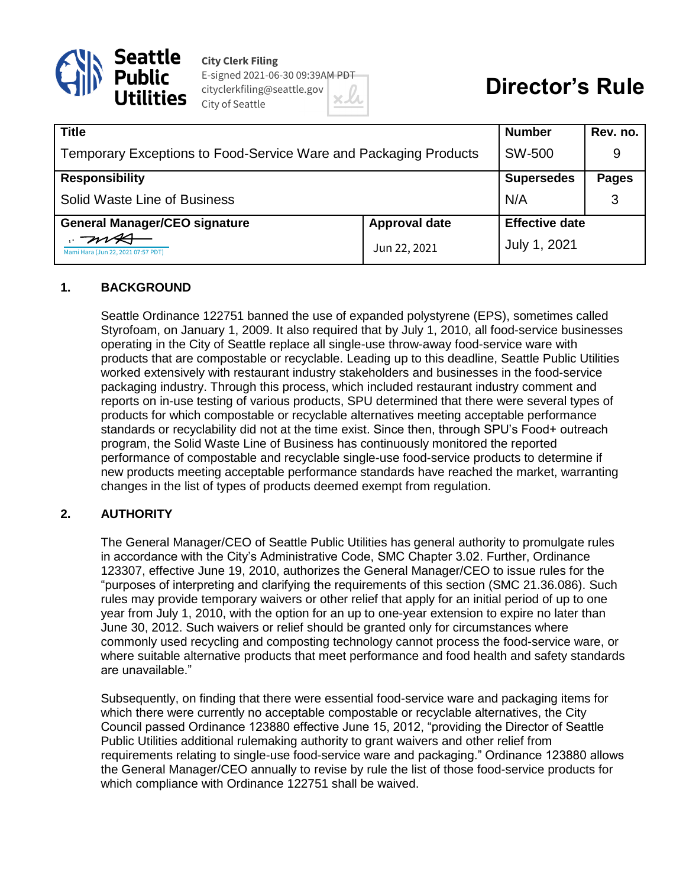Seattle Public Utilities

City Clerk Filing
E-signed 2021-06-30 09:39AM PDT
cityclerkfiling@seattle.gov
City of Seattle

# Director's Rule

| Title | | Number | Rev. no. |
|---|---|---|---|
| Temporary Exceptions to Food-Service Ware and Packaging Products | | SW-500 | 9 |
| **Responsibility** | | **Supersedes** | **Pages** |
| Solid Waste Line of Business | | N/A | 3 |
| **General Manager/CEO signature** | **Approval date** | **Effective date** | |
| Mami Hara (Jun 22, 2021 07:57 PDT) | Jun 22, 2021 | July 1, 2021 | |

## 1. BACKGROUND

Seattle Ordinance 122751 banned the use of expanded polystyrene (EPS), sometimes called Styrofoam, on January 1, 2009. It also required that by July 1, 2010, all food-service businesses operating in the City of Seattle replace all single-use throw-away food-service ware with products that are compostable or recyclable. Leading up to this deadline, Seattle Public Utilities worked extensively with restaurant industry stakeholders and businesses in the food-service packaging industry. Through this process, which included restaurant industry comment and reports on in-use testing of various products, SPU determined that there were several types of products for which compostable or recyclable alternatives meeting acceptable performance standards or recyclability did not at the time exist. Since then, through SPU's Food+ outreach program, the Solid Waste Line of Business has continuously monitored the reported performance of compostable and recyclable single-use food-service products to determine if new products meeting acceptable performance standards have reached the market, warranting changes in the list of types of products deemed exempt from regulation.

## 2. AUTHORITY

The General Manager/CEO of Seattle Public Utilities has general authority to promulgate rules in accordance with the City's Administrative Code, SMC Chapter 3.02. Further, Ordinance 123307, effective June 19, 2010, authorizes the General Manager/CEO to issue rules for the "purposes of interpreting and clarifying the requirements of this section (SMC 21.36.086). Such rules may provide temporary waivers or other relief that apply for an initial period of up to one year from July 1, 2010, with the option for an up to one-year extension to expire no later than June 30, 2012. Such waivers or relief should be granted only for circumstances where commonly used recycling and composting technology cannot process the food-service ware, or where suitable alternative products that meet performance and food health and safety standards are unavailable."

Subsequently, on finding that there were essential food-service ware and packaging items for which there were currently no acceptable compostable or recyclable alternatives, the City Council passed Ordinance 123880 effective June 15, 2012, "providing the Director of Seattle Public Utilities additional rulemaking authority to grant waivers and other relief from requirements relating to single-use food-service ware and packaging." Ordinance 123880 allows the General Manager/CEO annually to revise by rule the list of those food-service products for which compliance with Ordinance 122751 shall be waived.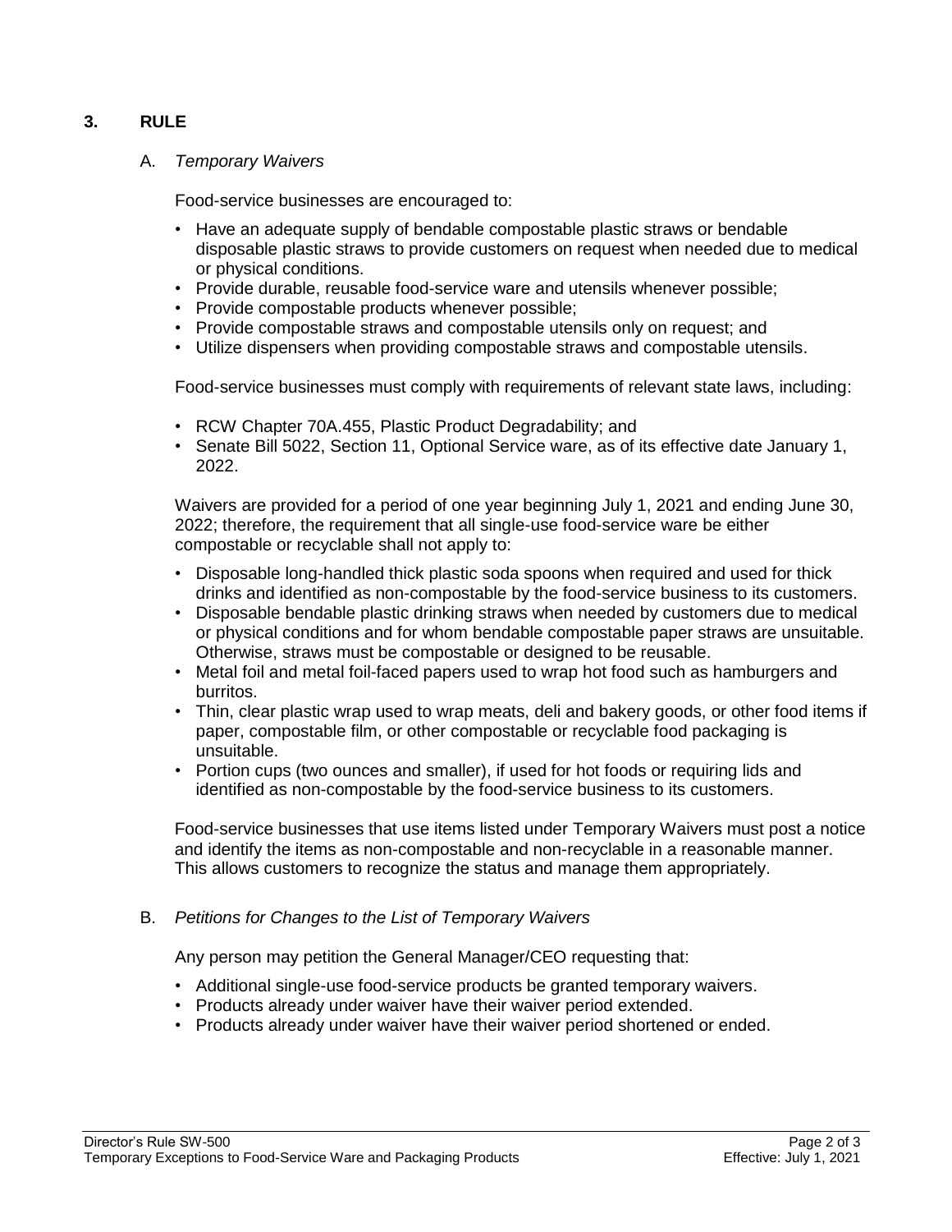## 3. RULE

### A. *Temporary Waivers*

Food-service businesses are encouraged to:

- Have an adequate supply of bendable compostable plastic straws or bendable disposable plastic straws to provide customers on request when needed due to medical or physical conditions.
- Provide durable, reusable food-service ware and utensils whenever possible;
- Provide compostable products whenever possible;
- Provide compostable straws and compostable utensils only on request; and
- Utilize dispensers when providing compostable straws and compostable utensils.

Food-service businesses must comply with requirements of relevant state laws, including:

- RCW Chapter 70A.455, Plastic Product Degradability; and
- Senate Bill 5022, Section 11, Optional Service ware, as of its effective date January 1, 2022.

Waivers are provided for a period of one year beginning July 1, 2021 and ending June 30, 2022; therefore, the requirement that all single-use food-service ware be either compostable or recyclable shall not apply to:

- Disposable long-handled thick plastic soda spoons when required and used for thick drinks and identified as non-compostable by the food-service business to its customers.
- Disposable bendable plastic drinking straws when needed by customers due to medical or physical conditions and for whom bendable compostable paper straws are unsuitable. Otherwise, straws must be compostable or designed to be reusable.
- Metal foil and metal foil-faced papers used to wrap hot food such as hamburgers and burritos.
- Thin, clear plastic wrap used to wrap meats, deli and bakery goods, or other food items if paper, compostable film, or other compostable or recyclable food packaging is unsuitable.
- Portion cups (two ounces and smaller), if used for hot foods or requiring lids and identified as non-compostable by the food-service business to its customers.

Food-service businesses that use items listed under Temporary Waivers must post a notice and identify the items as non-compostable and non-recyclable in a reasonable manner. This allows customers to recognize the status and manage them appropriately.

### B. *Petitions for Changes to the List of Temporary Waivers*

Any person may petition the General Manager/CEO requesting that:

- Additional single-use food-service products be granted temporary waivers.
- Products already under waiver have their waiver period extended.
- Products already under waiver have their waiver period shortened or ended.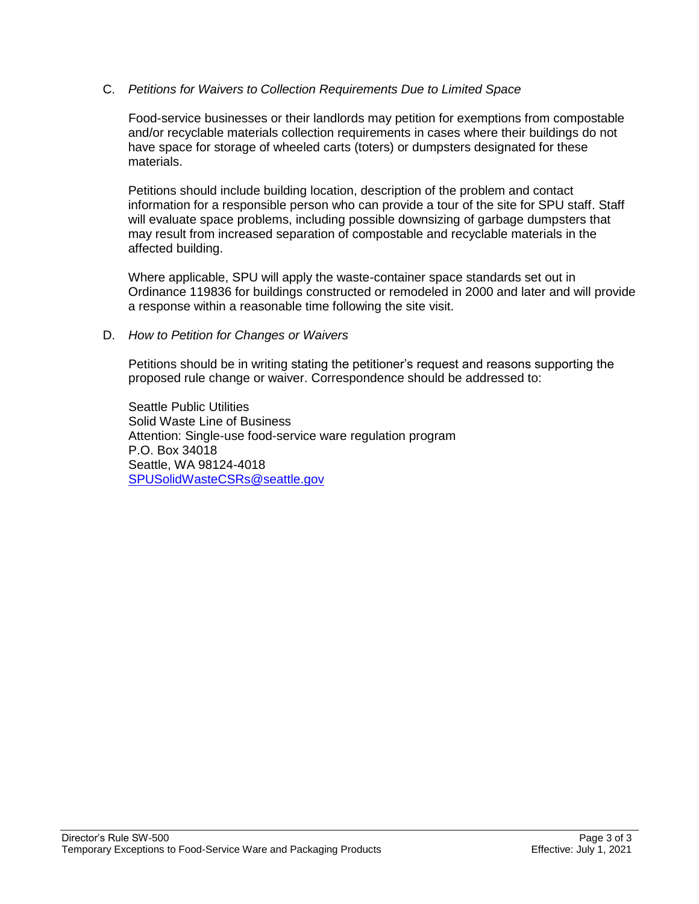C. *Petitions for Waivers to Collection Requirements Due to Limited Space*

Food-service businesses or their landlords may petition for exemptions from compostable and/or recyclable materials collection requirements in cases where their buildings do not have space for storage of wheeled carts (toters) or dumpsters designated for these materials.

Petitions should include building location, description of the problem and contact information for a responsible person who can provide a tour of the site for SPU staff. Staff will evaluate space problems, including possible downsizing of garbage dumpsters that may result from increased separation of compostable and recyclable materials in the affected building.

Where applicable, SPU will apply the waste-container space standards set out in Ordinance 119836 for buildings constructed or remodeled in 2000 and later and will provide a response within a reasonable time following the site visit.

D. *How to Petition for Changes or Waivers*

Petitions should be in writing stating the petitioner's request and reasons supporting the proposed rule change or waiver. Correspondence should be addressed to:

Seattle Public Utilities
Solid Waste Line of Business
Attention: Single-use food-service ware regulation program
P.O. Box 34018
Seattle, WA 98124-4018
SPUSolidWasteCSRs@seattle.gov